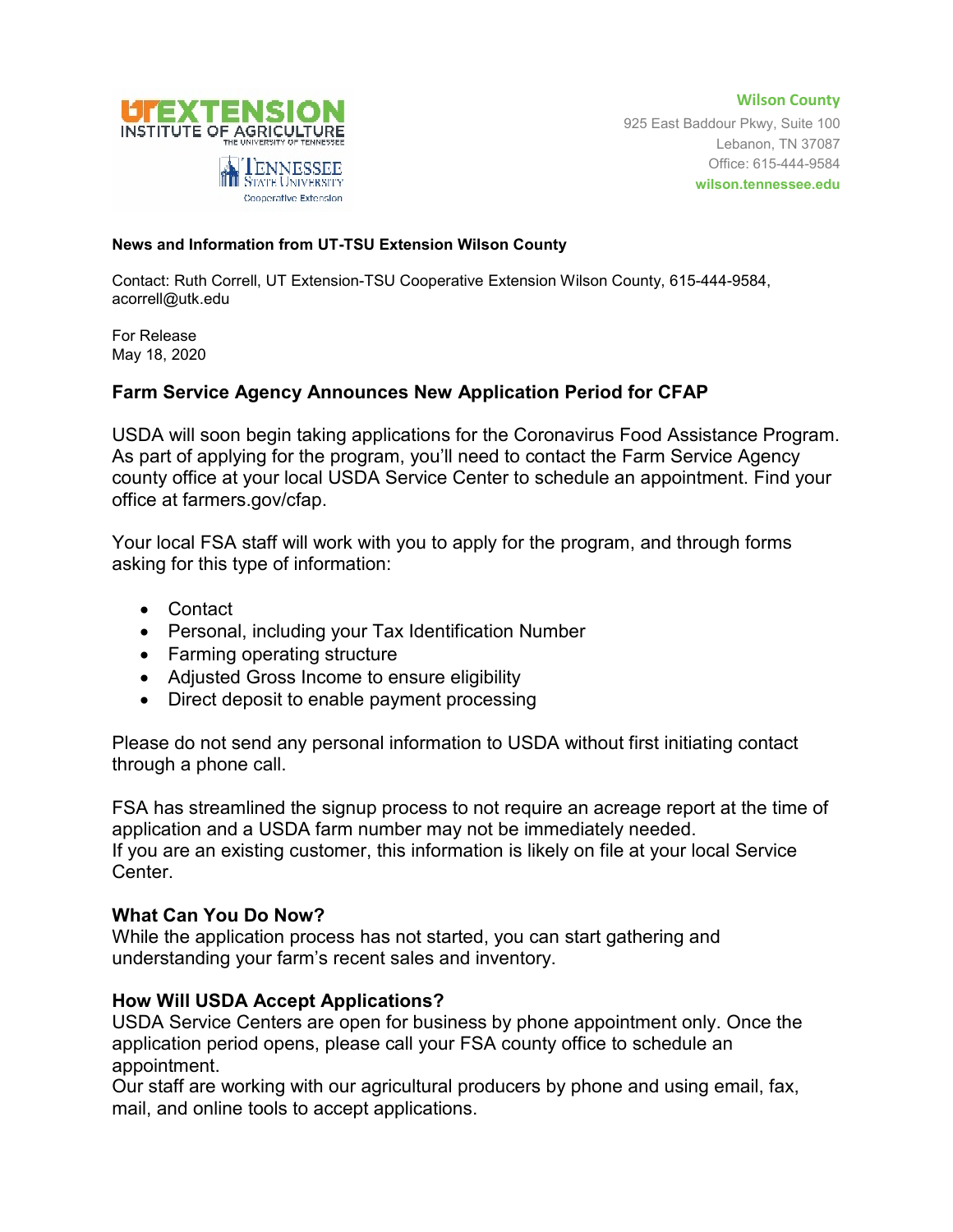UT EXTENSION INSTITUTE OF AGRICULTURE THE UNIVERSITY OF TENNESSEE
TENNESSEE STATE UNIVERSITY Cooperative Extension

**Wilson County**
925 East Baddour Pkwy, Suite 100
Lebanon, TN 37087
Office: 615-444-9584
**wilson.tennessee.edu**

**News and Information from UT-TSU Extension Wilson County**

Contact: Ruth Correll, UT Extension-TSU Cooperative Extension Wilson County, 615-444-9584, acorrell@utk.edu

For Release
May 18, 2020

## Farm Service Agency Announces New Application Period for CFAP

USDA will soon begin taking applications for the Coronavirus Food Assistance Program. As part of applying for the program, you'll need to contact the Farm Service Agency county office at your local USDA Service Center to schedule an appointment. Find your office at farmers.gov/cfap.

Your local FSA staff will work with you to apply for the program, and through forms asking for this type of information:

- Contact
- Personal, including your Tax Identification Number
- Farming operating structure
- Adjusted Gross Income to ensure eligibility
- Direct deposit to enable payment processing

Please do not send any personal information to USDA without first initiating contact through a phone call.

FSA has streamlined the signup process to not require an acreage report at the time of application and a USDA farm number may not be immediately needed.
If you are an existing customer, this information is likely on file at your local Service Center.

### What Can You Do Now?

While the application process has not started, you can start gathering and understanding your farm's recent sales and inventory.

### How Will USDA Accept Applications?

USDA Service Centers are open for business by phone appointment only. Once the application period opens, please call your FSA county office to schedule an appointment.
Our staff are working with our agricultural producers by phone and using email, fax, mail, and online tools to accept applications.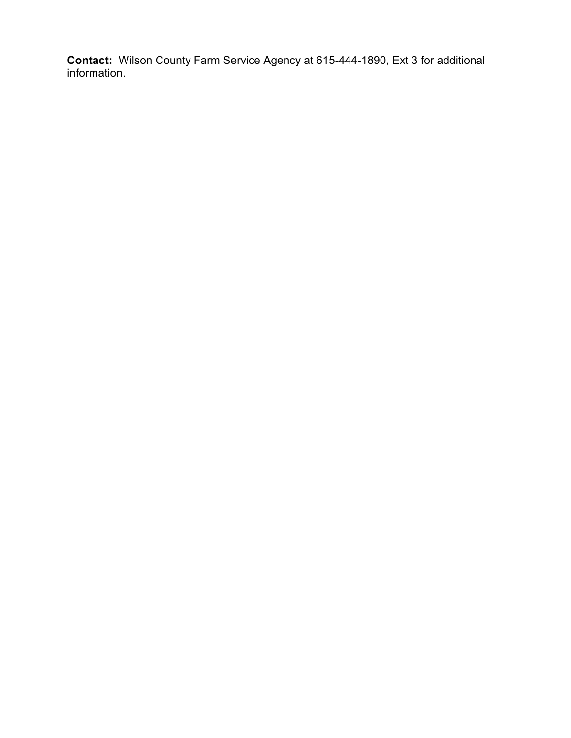**Contact:** Wilson County Farm Service Agency at 615-444-1890, Ext 3 for additional information.